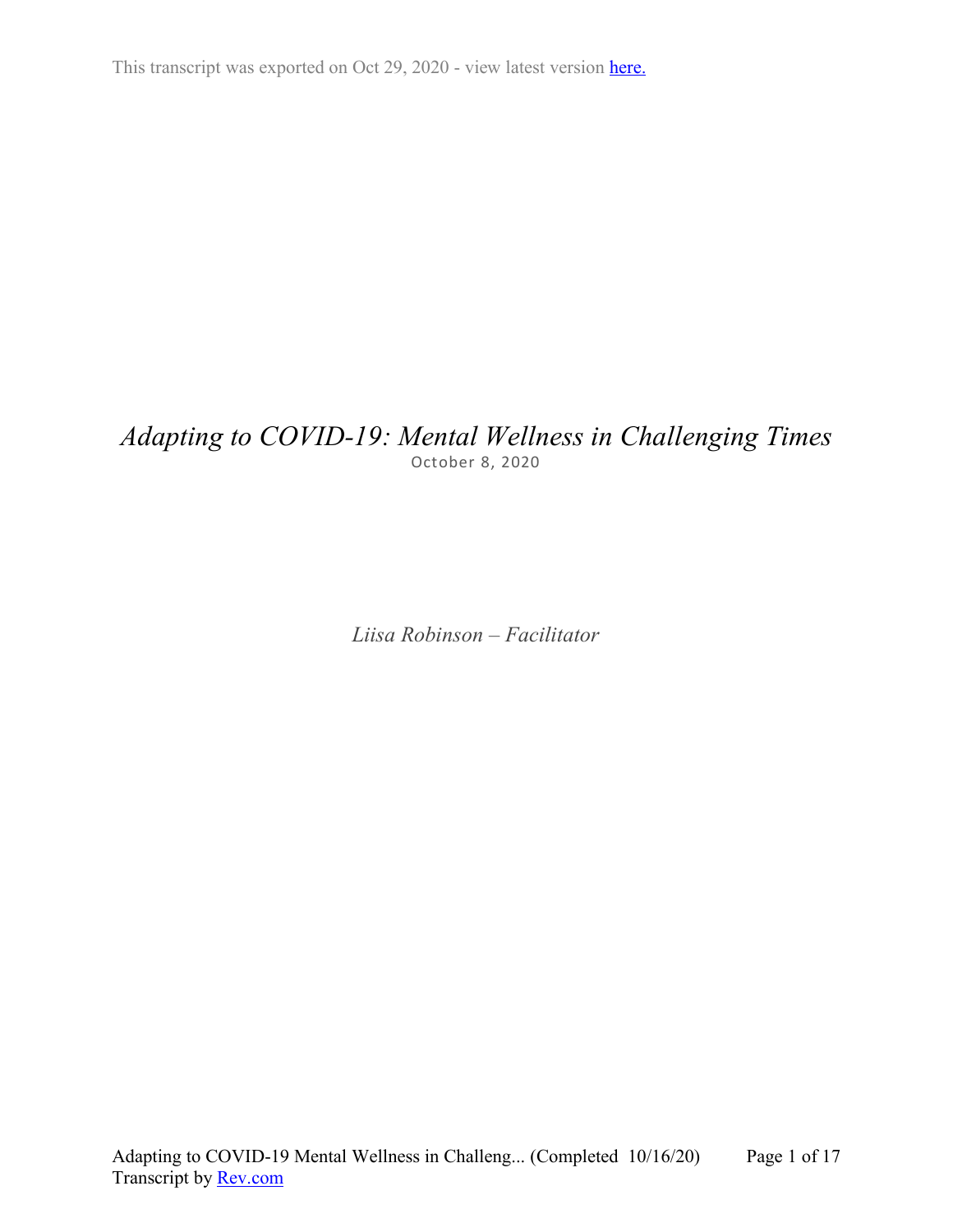This transcript was exported on Oct 29, 2020 - view latest version here.

# *Adapting to COVID-19: Mental Wellness in Challenging Times*

October 8, 2020

*Liisa Robinson – Facilitator*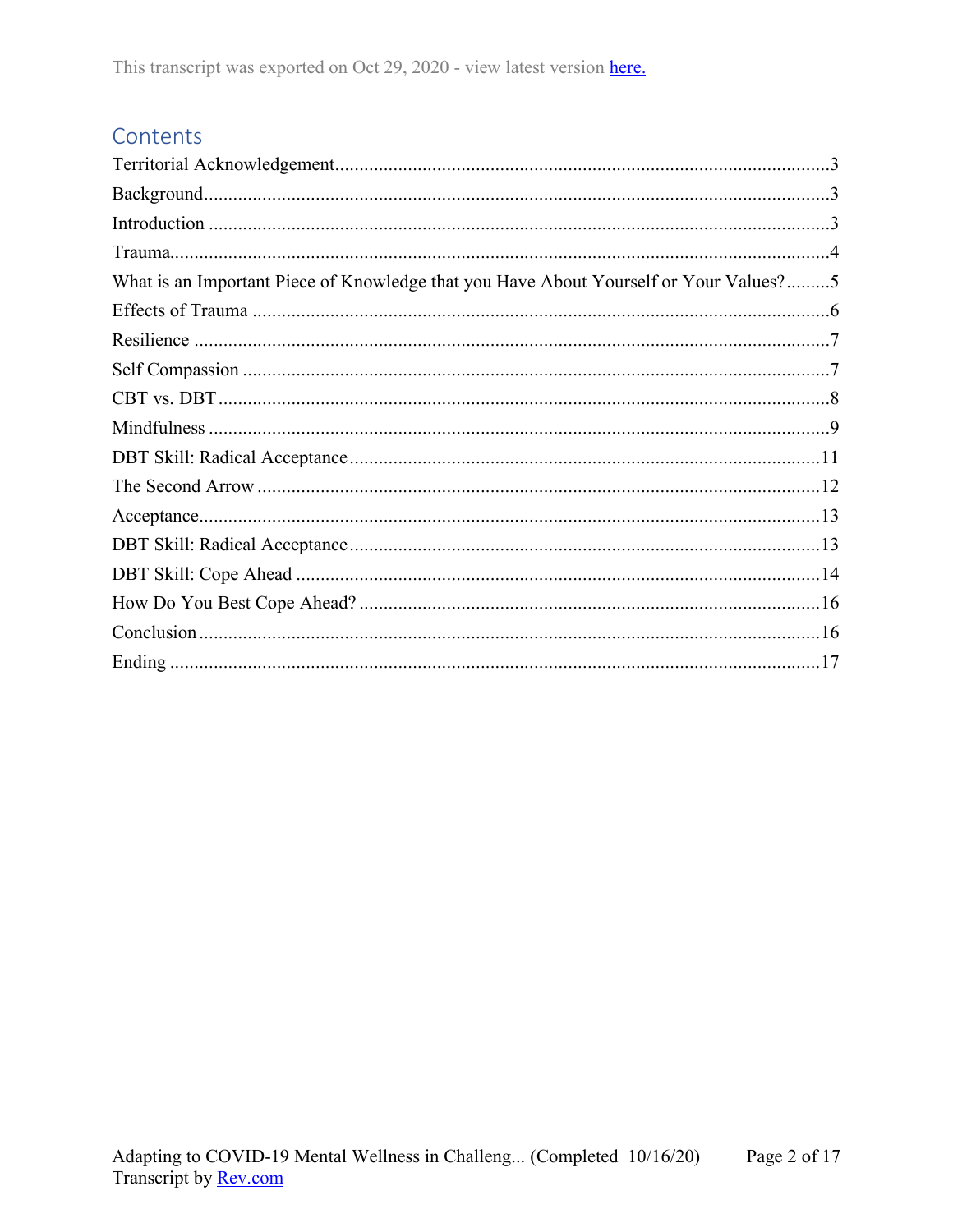This transcript was exported on Oct 29, 2020 - view latest version here.

## Contents

Territorial Acknowledgement....................3
Background....................3
Introduction....................3
Trauma....................4
What is an Important Piece of Knowledge that you Have About Yourself or Your Values?.........5
Effects of Trauma....................6
Resilience....................7
Self Compassion....................7
CBT vs. DBT....................8
Mindfulness....................9
DBT Skill: Radical Acceptance....................11
The Second Arrow....................12
Acceptance....................13
DBT Skill: Radical Acceptance....................13
DBT Skill: Cope Ahead....................14
How Do You Best Cope Ahead?....................16
Conclusion....................16
Ending....................17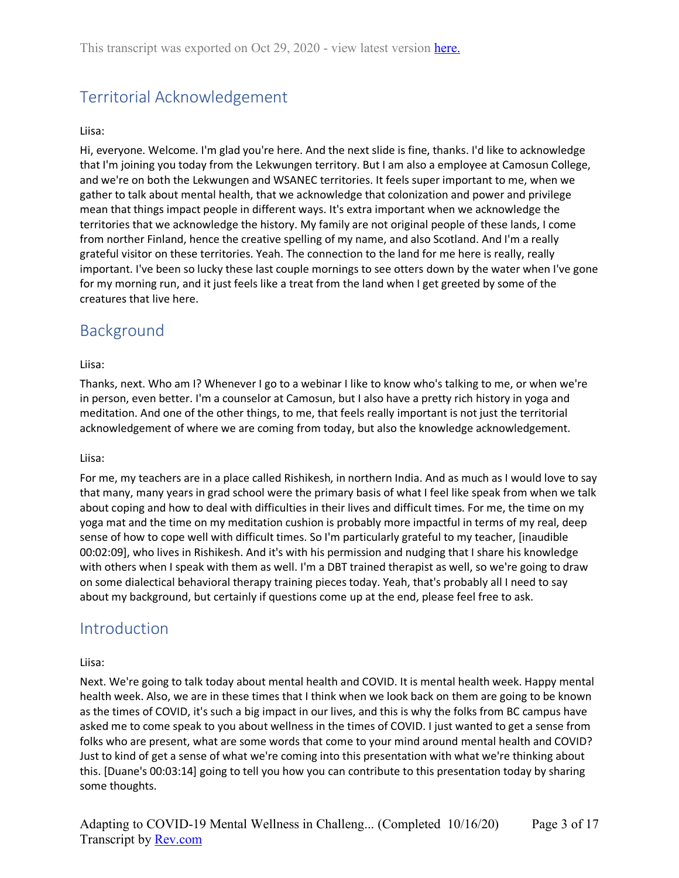## Territorial Acknowledgement

Liisa:

Hi, everyone. Welcome. I'm glad you're here. And the next slide is fine, thanks. I'd like to acknowledge that I'm joining you today from the Lekwungen territory. But I am also a employee at Camosun College, and we're on both the Lekwungen and WSANEC territories. It feels super important to me, when we gather to talk about mental health, that we acknowledge that colonization and power and privilege mean that things impact people in different ways. It's extra important when we acknowledge the territories that we acknowledge the history. My family are not original people of these lands, I come from norther Finland, hence the creative spelling of my name, and also Scotland. And I'm a really grateful visitor on these territories. Yeah. The connection to the land for me here is really, really important. I've been so lucky these last couple mornings to see otters down by the water when I've gone for my morning run, and it just feels like a treat from the land when I get greeted by some of the creatures that live here.

## Background

Liisa:

Thanks, next. Who am I? Whenever I go to a webinar I like to know who's talking to me, or when we're in person, even better. I'm a counselor at Camosun, but I also have a pretty rich history in yoga and meditation. And one of the other things, to me, that feels really important is not just the territorial acknowledgement of where we are coming from today, but also the knowledge acknowledgement.

Liisa:

For me, my teachers are in a place called Rishikesh, in northern India. And as much as I would love to say that many, many years in grad school were the primary basis of what I feel like speak from when we talk about coping and how to deal with difficulties in their lives and difficult times. For me, the time on my yoga mat and the time on my meditation cushion is probably more impactful in terms of my real, deep sense of how to cope well with difficult times. So I'm particularly grateful to my teacher, [inaudible 00:02:09], who lives in Rishikesh. And it's with his permission and nudging that I share his knowledge with others when I speak with them as well. I'm a DBT trained therapist as well, so we're going to draw on some dialectical behavioral therapy training pieces today. Yeah, that's probably all I need to say about my background, but certainly if questions come up at the end, please feel free to ask.

## Introduction

Liisa:

Next. We're going to talk today about mental health and COVID. It is mental health week. Happy mental health week. Also, we are in these times that I think when we look back on them are going to be known as the times of COVID, it's such a big impact in our lives, and this is why the folks from BC campus have asked me to come speak to you about wellness in the times of COVID. I just wanted to get a sense from folks who are present, what are some words that come to your mind around mental health and COVID? Just to kind of get a sense of what we're coming into this presentation with what we're thinking about this. [Duane's 00:03:14] going to tell you how you can contribute to this presentation today by sharing some thoughts.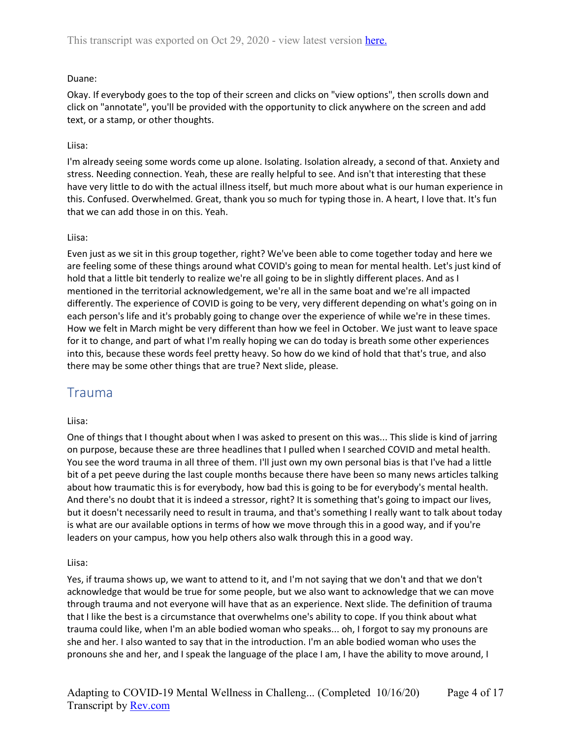Duane:

Okay. If everybody goes to the top of their screen and clicks on "view options", then scrolls down and click on "annotate", you'll be provided with the opportunity to click anywhere on the screen and add text, or a stamp, or other thoughts.

Liisa:

I'm already seeing some words come up alone. Isolating. Isolation already, a second of that. Anxiety and stress. Needing connection. Yeah, these are really helpful to see. And isn't that interesting that these have very little to do with the actual illness itself, but much more about what is our human experience in this. Confused. Overwhelmed. Great, thank you so much for typing those in. A heart, I love that. It's fun that we can add those in on this. Yeah.

Liisa:

Even just as we sit in this group together, right? We've been able to come together today and here we are feeling some of these things around what COVID's going to mean for mental health. Let's just kind of hold that a little bit tenderly to realize we're all going to be in slightly different places. And as I mentioned in the territorial acknowledgement, we're all in the same boat and we're all impacted differently. The experience of COVID is going to be very, very different depending on what's going on in each person's life and it's probably going to change over the experience of while we're in these times. How we felt in March might be very different than how we feel in October. We just want to leave space for it to change, and part of what I'm really hoping we can do today is breath some other experiences into this, because these words feel pretty heavy. So how do we kind of hold that that's true, and also there may be some other things that are true? Next slide, please.

## Trauma

Liisa:

One of things that I thought about when I was asked to present on this was... This slide is kind of jarring on purpose, because these are three headlines that I pulled when I searched COVID and metal health. You see the word trauma in all three of them. I'll just own my own personal bias is that I've had a little bit of a pet peeve during the last couple months because there have been so many news articles talking about how traumatic this is for everybody, how bad this is going to be for everybody's mental health. And there's no doubt that it is indeed a stressor, right? It is something that's going to impact our lives, but it doesn't necessarily need to result in trauma, and that's something I really want to talk about today is what are our available options in terms of how we move through this in a good way, and if you're leaders on your campus, how you help others also walk through this in a good way.

Liisa:

Yes, if trauma shows up, we want to attend to it, and I'm not saying that we don't and that we don't acknowledge that would be true for some people, but we also want to acknowledge that we can move through trauma and not everyone will have that as an experience. Next slide. The definition of trauma that I like the best is a circumstance that overwhelms one's ability to cope. If you think about what trauma could like, when I'm an able bodied woman who speaks... oh, I forgot to say my pronouns are she and her. I also wanted to say that in the introduction. I'm an able bodied woman who uses the pronouns she and her, and I speak the language of the place I am, I have the ability to move around, I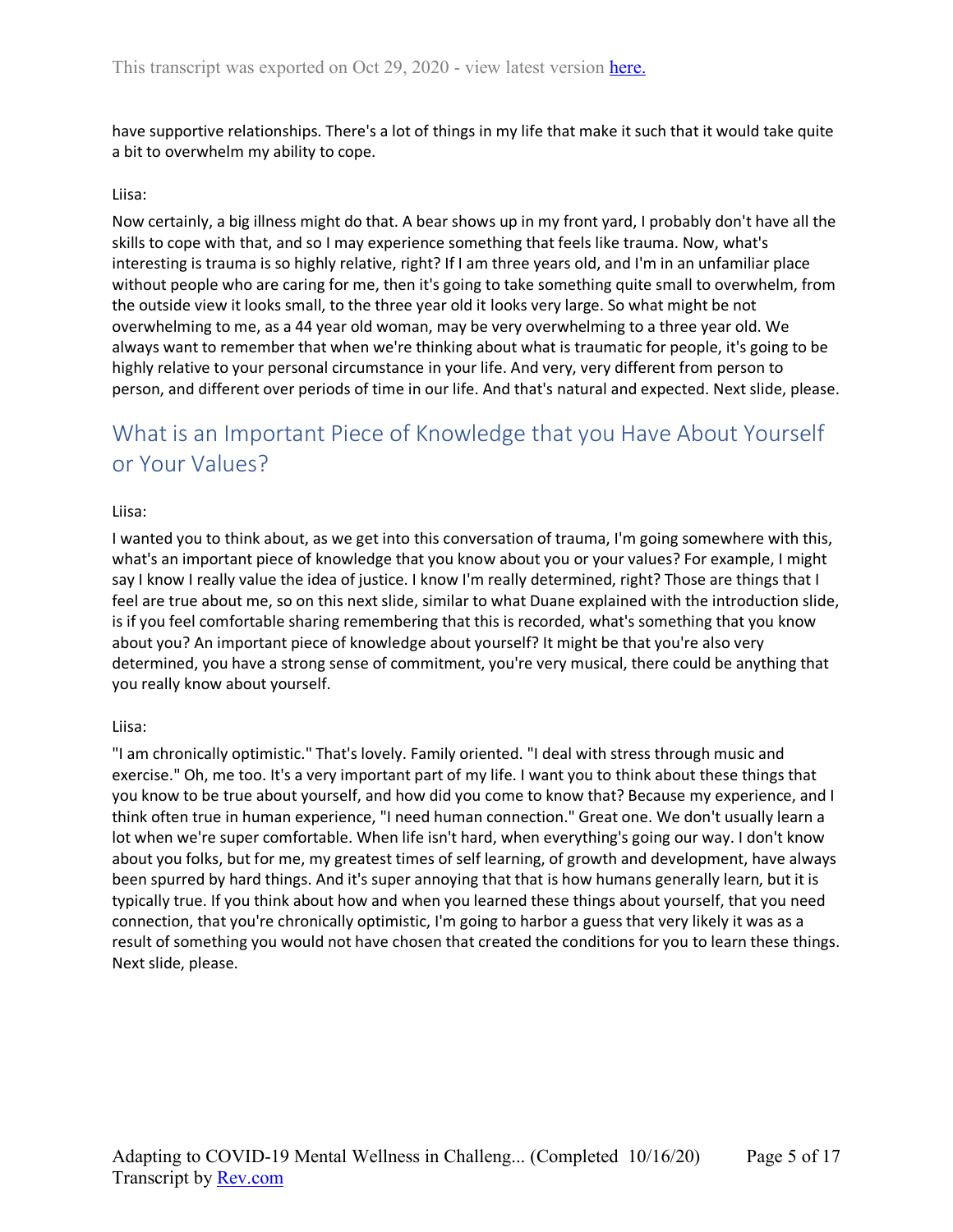have supportive relationships. There's a lot of things in my life that make it such that it would take quite a bit to overwhelm my ability to cope.

Liisa:

Now certainly, a big illness might do that. A bear shows up in my front yard, I probably don't have all the skills to cope with that, and so I may experience something that feels like trauma. Now, what's interesting is trauma is so highly relative, right? If I am three years old, and I'm in an unfamiliar place without people who are caring for me, then it's going to take something quite small to overwhelm, from the outside view it looks small, to the three year old it looks very large. So what might be not overwhelming to me, as a 44 year old woman, may be very overwhelming to a three year old. We always want to remember that when we're thinking about what is traumatic for people, it's going to be highly relative to your personal circumstance in your life. And very, very different from person to person, and different over periods of time in our life. And that's natural and expected. Next slide, please.

## What is an Important Piece of Knowledge that you Have About Yourself or Your Values?

Liisa:

I wanted you to think about, as we get into this conversation of trauma, I'm going somewhere with this, what's an important piece of knowledge that you know about you or your values? For example, I might say I know I really value the idea of justice. I know I'm really determined, right? Those are things that I feel are true about me, so on this next slide, similar to what Duane explained with the introduction slide, is if you feel comfortable sharing remembering that this is recorded, what's something that you know about you? An important piece of knowledge about yourself? It might be that you're also very determined, you have a strong sense of commitment, you're very musical, there could be anything that you really know about yourself.

Liisa:

"I am chronically optimistic." That's lovely. Family oriented. "I deal with stress through music and exercise." Oh, me too. It's a very important part of my life. I want you to think about these things that you know to be true about yourself, and how did you come to know that? Because my experience, and I think often true in human experience, "I need human connection." Great one. We don't usually learn a lot when we're super comfortable. When life isn't hard, when everything's going our way. I don't know about you folks, but for me, my greatest times of self learning, of growth and development, have always been spurred by hard things. And it's super annoying that that is how humans generally learn, but it is typically true. If you think about how and when you learned these things about yourself, that you need connection, that you're chronically optimistic, I'm going to harbor a guess that very likely it was as a result of something you would not have chosen that created the conditions for you to learn these things. Next slide, please.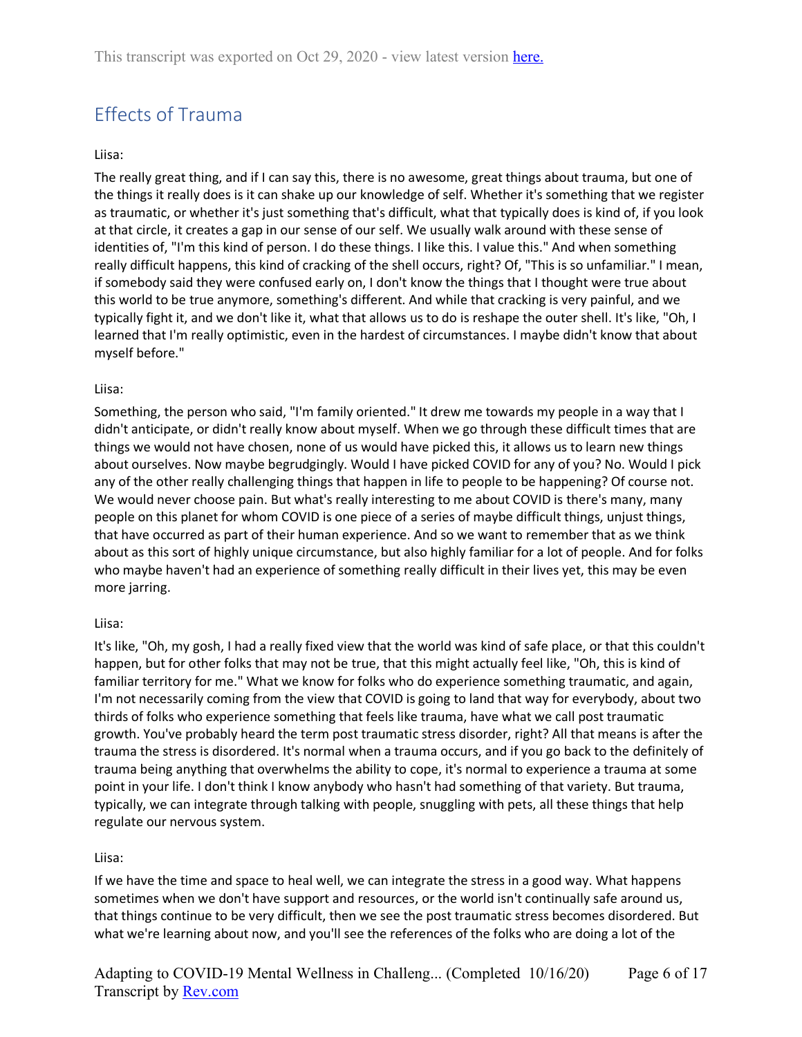## Effects of Trauma

Liisa:

The really great thing, and if I can say this, there is no awesome, great things about trauma, but one of the things it really does is it can shake up our knowledge of self. Whether it's something that we register as traumatic, or whether it's just something that's difficult, what that typically does is kind of, if you look at that circle, it creates a gap in our sense of our self. We usually walk around with these sense of identities of, "I'm this kind of person. I do these things. I like this. I value this." And when something really difficult happens, this kind of cracking of the shell occurs, right? Of, "This is so unfamiliar." I mean, if somebody said they were confused early on, I don't know the things that I thought were true about this world to be true anymore, something's different. And while that cracking is very painful, and we typically fight it, and we don't like it, what that allows us to do is reshape the outer shell. It's like, "Oh, I learned that I'm really optimistic, even in the hardest of circumstances. I maybe didn't know that about myself before."

Liisa:

Something, the person who said, "I'm family oriented." It drew me towards my people in a way that I didn't anticipate, or didn't really know about myself. When we go through these difficult times that are things we would not have chosen, none of us would have picked this, it allows us to learn new things about ourselves. Now maybe begrudgingly. Would I have picked COVID for any of you? No. Would I pick any of the other really challenging things that happen in life to people to be happening? Of course not. We would never choose pain. But what's really interesting to me about COVID is there's many, many people on this planet for whom COVID is one piece of a series of maybe difficult things, unjust things, that have occurred as part of their human experience. And so we want to remember that as we think about as this sort of highly unique circumstance, but also highly familiar for a lot of people. And for folks who maybe haven't had an experience of something really difficult in their lives yet, this may be even more jarring.

Liisa:

It's like, "Oh, my gosh, I had a really fixed view that the world was kind of safe place, or that this couldn't happen, but for other folks that may not be true, that this might actually feel like, "Oh, this is kind of familiar territory for me." What we know for folks who do experience something traumatic, and again, I'm not necessarily coming from the view that COVID is going to land that way for everybody, about two thirds of folks who experience something that feels like trauma, have what we call post traumatic growth. You've probably heard the term post traumatic stress disorder, right? All that means is after the trauma the stress is disordered. It's normal when a trauma occurs, and if you go back to the definitely of trauma being anything that overwhelms the ability to cope, it's normal to experience a trauma at some point in your life. I don't think I know anybody who hasn't had something of that variety. But trauma, typically, we can integrate through talking with people, snuggling with pets, all these things that help regulate our nervous system.

Liisa:

If we have the time and space to heal well, we can integrate the stress in a good way. What happens sometimes when we don't have support and resources, or the world isn't continually safe around us, that things continue to be very difficult, then we see the post traumatic stress becomes disordered. But what we're learning about now, and you'll see the references of the folks who are doing a lot of the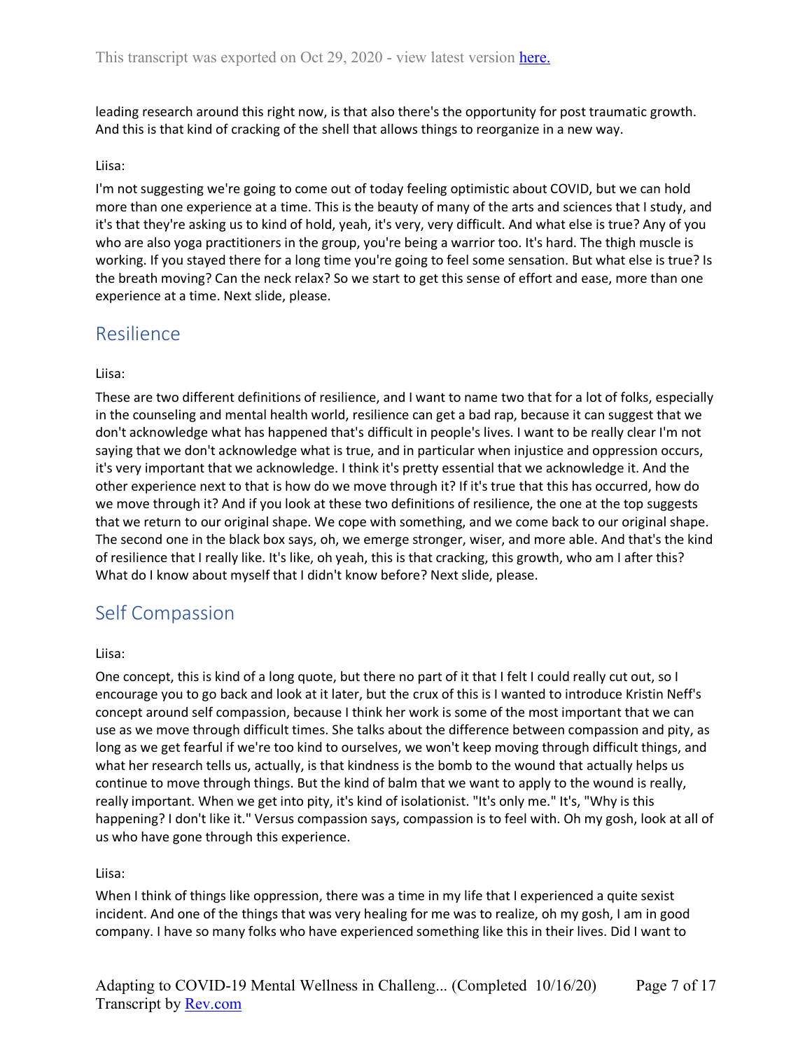leading research around this right now, is that also there's the opportunity for post traumatic growth. And this is that kind of cracking of the shell that allows things to reorganize in a new way.

Liisa:

I'm not suggesting we're going to come out of today feeling optimistic about COVID, but we can hold more than one experience at a time. This is the beauty of many of the arts and sciences that I study, and it's that they're asking us to kind of hold, yeah, it's very, very difficult. And what else is true? Any of you who are also yoga practitioners in the group, you're being a warrior too. It's hard. The thigh muscle is working. If you stayed there for a long time you're going to feel some sensation. But what else is true? Is the breath moving? Can the neck relax? So we start to get this sense of effort and ease, more than one experience at a time. Next slide, please.

## Resilience

Liisa:

These are two different definitions of resilience, and I want to name two that for a lot of folks, especially in the counseling and mental health world, resilience can get a bad rap, because it can suggest that we don't acknowledge what has happened that's difficult in people's lives. I want to be really clear I'm not saying that we don't acknowledge what is true, and in particular when injustice and oppression occurs, it's very important that we acknowledge. I think it's pretty essential that we acknowledge it. And the other experience next to that is how do we move through it? If it's true that this has occurred, how do we move through it? And if you look at these two definitions of resilience, the one at the top suggests that we return to our original shape. We cope with something, and we come back to our original shape. The second one in the black box says, oh, we emerge stronger, wiser, and more able. And that's the kind of resilience that I really like. It's like, oh yeah, this is that cracking, this growth, who am I after this? What do I know about myself that I didn't know before? Next slide, please.

## Self Compassion

Liisa:

One concept, this is kind of a long quote, but there no part of it that I felt I could really cut out, so I encourage you to go back and look at it later, but the crux of this is I wanted to introduce Kristin Neff's concept around self compassion, because I think her work is some of the most important that we can use as we move through difficult times. She talks about the difference between compassion and pity, as long as we get fearful if we're too kind to ourselves, we won't keep moving through difficult things, and what her research tells us, actually, is that kindness is the bomb to the wound that actually helps us continue to move through things. But the kind of balm that we want to apply to the wound is really, really important. When we get into pity, it's kind of isolationist. "It's only me." It's, "Why is this happening? I don't like it." Versus compassion says, compassion is to feel with. Oh my gosh, look at all of us who have gone through this experience.

Liisa:

When I think of things like oppression, there was a time in my life that I experienced a quite sexist incident. And one of the things that was very healing for me was to realize, oh my gosh, I am in good company. I have so many folks who have experienced something like this in their lives. Did I want to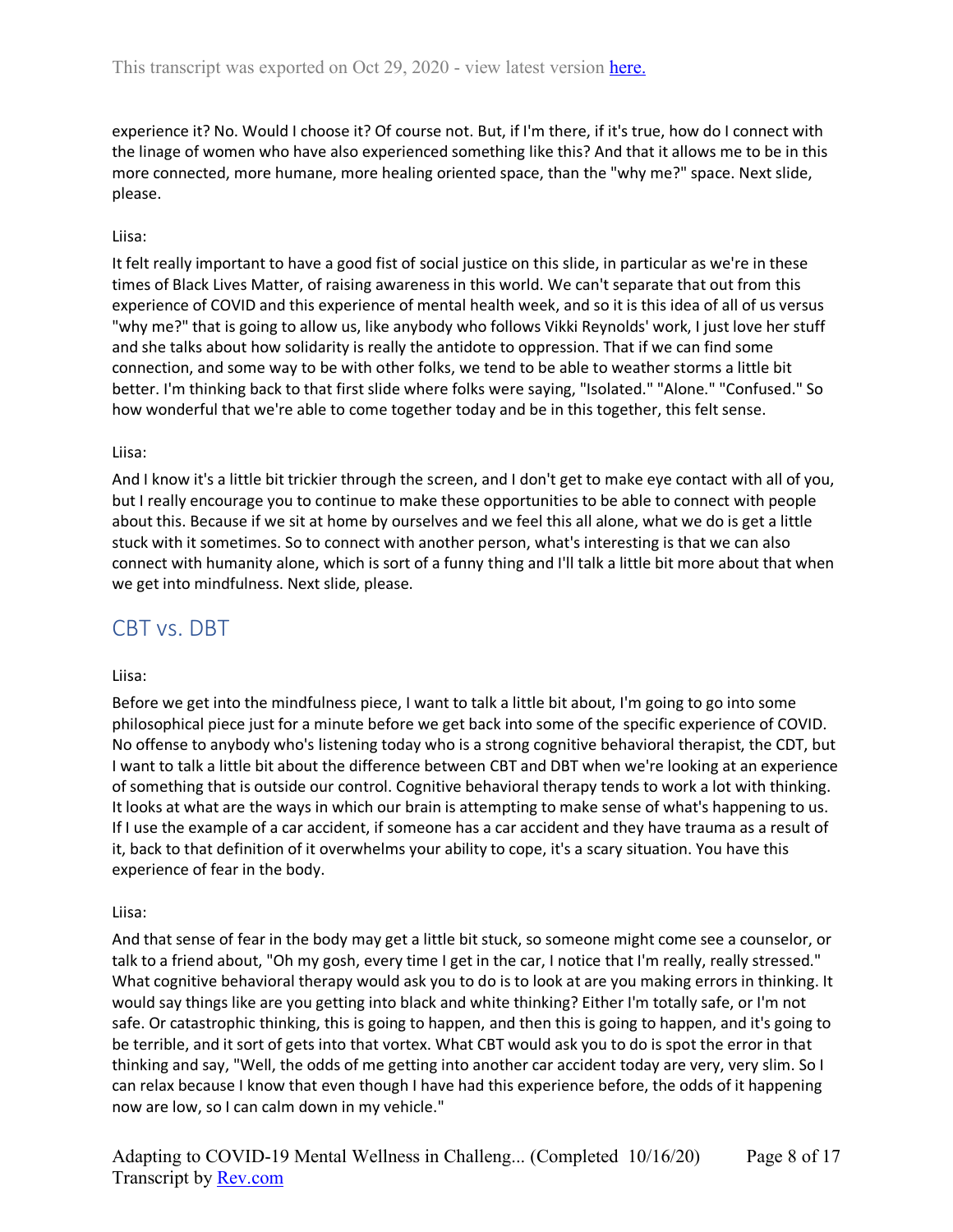experience it? No. Would I choose it? Of course not. But, if I'm there, if it's true, how do I connect with the linage of women who have also experienced something like this? And that it allows me to be in this more connected, more humane, more healing oriented space, than the "why me?" space. Next slide, please.

Liisa:

It felt really important to have a good fist of social justice on this slide, in particular as we're in these times of Black Lives Matter, of raising awareness in this world. We can't separate that out from this experience of COVID and this experience of mental health week, and so it is this idea of all of us versus "why me?" that is going to allow us, like anybody who follows Vikki Reynolds' work, I just love her stuff and she talks about how solidarity is really the antidote to oppression. That if we can find some connection, and some way to be with other folks, we tend to be able to weather storms a little bit better. I'm thinking back to that first slide where folks were saying, "Isolated." "Alone." "Confused." So how wonderful that we're able to come together today and be in this together, this felt sense.

Liisa:

And I know it's a little bit trickier through the screen, and I don't get to make eye contact with all of you, but I really encourage you to continue to make these opportunities to be able to connect with people about this. Because if we sit at home by ourselves and we feel this all alone, what we do is get a little stuck with it sometimes. So to connect with another person, what's interesting is that we can also connect with humanity alone, which is sort of a funny thing and I'll talk a little bit more about that when we get into mindfulness. Next slide, please.

## CBT vs. DBT

Liisa:

Before we get into the mindfulness piece, I want to talk a little bit about, I'm going to go into some philosophical piece just for a minute before we get back into some of the specific experience of COVID. No offense to anybody who's listening today who is a strong cognitive behavioral therapist, the CDT, but I want to talk a little bit about the difference between CBT and DBT when we're looking at an experience of something that is outside our control. Cognitive behavioral therapy tends to work a lot with thinking. It looks at what are the ways in which our brain is attempting to make sense of what's happening to us. If I use the example of a car accident, if someone has a car accident and they have trauma as a result of it, back to that definition of it overwhelms your ability to cope, it's a scary situation. You have this experience of fear in the body.

Liisa:

And that sense of fear in the body may get a little bit stuck, so someone might come see a counselor, or talk to a friend about, "Oh my gosh, every time I get in the car, I notice that I'm really, really stressed." What cognitive behavioral therapy would ask you to do is to look at are you making errors in thinking. It would say things like are you getting into black and white thinking? Either I'm totally safe, or I'm not safe. Or catastrophic thinking, this is going to happen, and then this is going to happen, and it's going to be terrible, and it sort of gets into that vortex. What CBT would ask you to do is spot the error in that thinking and say, "Well, the odds of me getting into another car accident today are very, very slim. So I can relax because I know that even though I have had this experience before, the odds of it happening now are low, so I can calm down in my vehicle."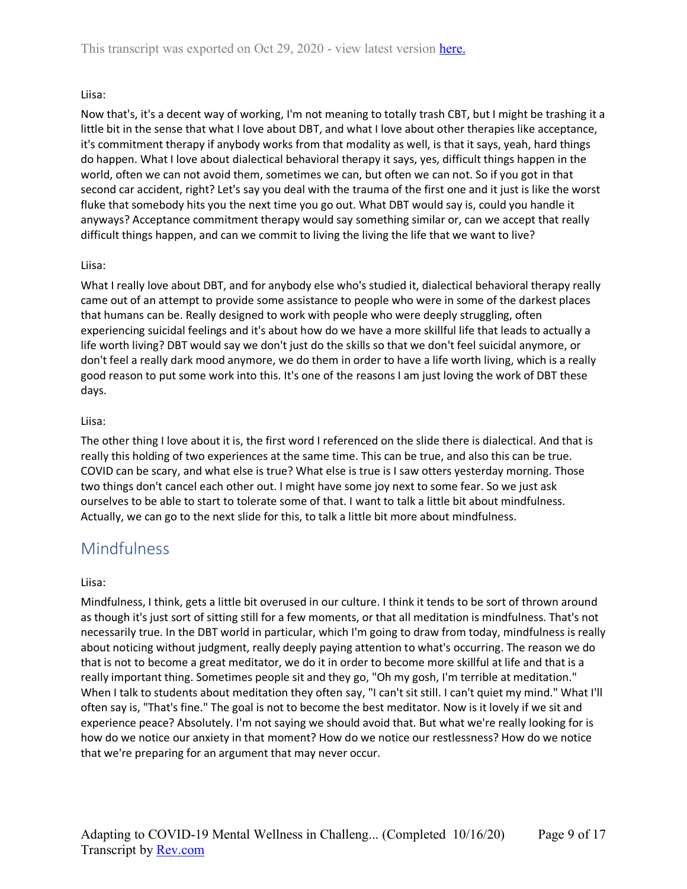Liisa:

Now that's, it's a decent way of working, I'm not meaning to totally trash CBT, but I might be trashing it a little bit in the sense that what I love about DBT, and what I love about other therapies like acceptance, it's commitment therapy if anybody works from that modality as well, is that it says, yeah, hard things do happen. What I love about dialectical behavioral therapy it says, yes, difficult things happen in the world, often we can not avoid them, sometimes we can, but often we can not. So if you got in that second car accident, right? Let's say you deal with the trauma of the first one and it just is like the worst fluke that somebody hits you the next time you go out. What DBT would say is, could you handle it anyways? Acceptance commitment therapy would say something similar or, can we accept that really difficult things happen, and can we commit to living the living the life that we want to live?

Liisa:

What I really love about DBT, and for anybody else who's studied it, dialectical behavioral therapy really came out of an attempt to provide some assistance to people who were in some of the darkest places that humans can be. Really designed to work with people who were deeply struggling, often experiencing suicidal feelings and it's about how do we have a more skillful life that leads to actually a life worth living? DBT would say we don't just do the skills so that we don't feel suicidal anymore, or don't feel a really dark mood anymore, we do them in order to have a life worth living, which is a really good reason to put some work into this. It's one of the reasons I am just loving the work of DBT these days.

Liisa:

The other thing I love about it is, the first word I referenced on the slide there is dialectical. And that is really this holding of two experiences at the same time. This can be true, and also this can be true. COVID can be scary, and what else is true? What else is true is I saw otters yesterday morning. Those two things don't cancel each other out. I might have some joy next to some fear. So we just ask ourselves to be able to start to tolerate some of that. I want to talk a little bit about mindfulness. Actually, we can go to the next slide for this, to talk a little bit more about mindfulness.

## Mindfulness

Liisa:

Mindfulness, I think, gets a little bit overused in our culture. I think it tends to be sort of thrown around as though it's just sort of sitting still for a few moments, or that all meditation is mindfulness. That's not necessarily true. In the DBT world in particular, which I'm going to draw from today, mindfulness is really about noticing without judgment, really deeply paying attention to what's occurring. The reason we do that is not to become a great meditator, we do it in order to become more skillful at life and that is a really important thing. Sometimes people sit and they go, "Oh my gosh, I'm terrible at meditation." When I talk to students about meditation they often say, "I can't sit still. I can't quiet my mind." What I'll often say is, "That's fine." The goal is not to become the best meditator. Now is it lovely if we sit and experience peace? Absolutely. I'm not saying we should avoid that. But what we're really looking for is how do we notice our anxiety in that moment? How do we notice our restlessness? How do we notice that we're preparing for an argument that may never occur.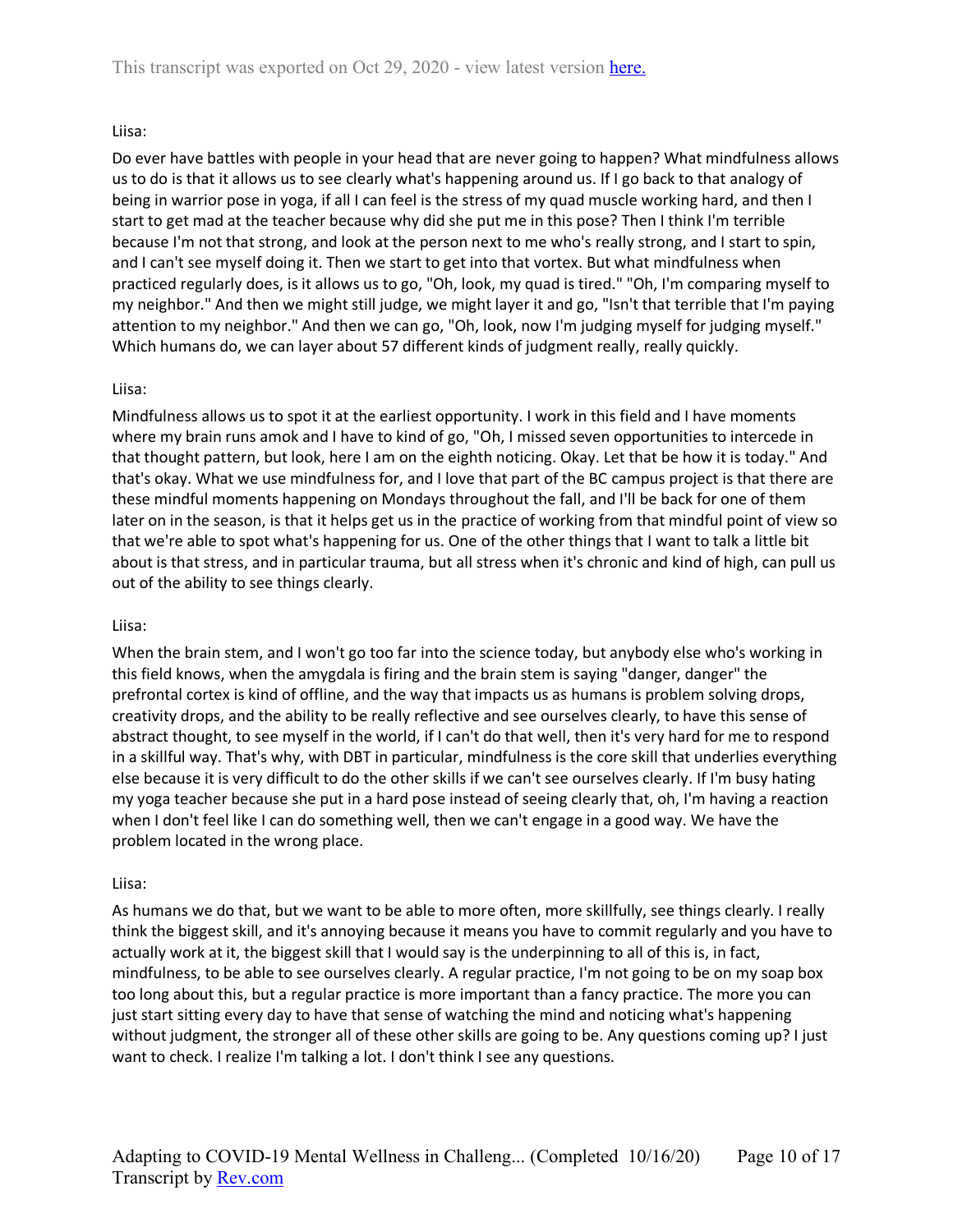Liisa:

Do ever have battles with people in your head that are never going to happen? What mindfulness allows us to do is that it allows us to see clearly what's happening around us. If I go back to that analogy of being in warrior pose in yoga, if all I can feel is the stress of my quad muscle working hard, and then I start to get mad at the teacher because why did she put me in this pose? Then I think I'm terrible because I'm not that strong, and look at the person next to me who's really strong, and I start to spin, and I can't see myself doing it. Then we start to get into that vortex. But what mindfulness when practiced regularly does, is it allows us to go, "Oh, look, my quad is tired." "Oh, I'm comparing myself to my neighbor." And then we might still judge, we might layer it and go, "Isn't that terrible that I'm paying attention to my neighbor." And then we can go, "Oh, look, now I'm judging myself for judging myself." Which humans do, we can layer about 57 different kinds of judgment really, really quickly.

Liisa:

Mindfulness allows us to spot it at the earliest opportunity. I work in this field and I have moments where my brain runs amok and I have to kind of go, "Oh, I missed seven opportunities to intercede in that thought pattern, but look, here I am on the eighth noticing. Okay. Let that be how it is today." And that's okay. What we use mindfulness for, and I love that part of the BC campus project is that there are these mindful moments happening on Mondays throughout the fall, and I'll be back for one of them later on in the season, is that it helps get us in the practice of working from that mindful point of view so that we're able to spot what's happening for us. One of the other things that I want to talk a little bit about is that stress, and in particular trauma, but all stress when it's chronic and kind of high, can pull us out of the ability to see things clearly.

Liisa:

When the brain stem, and I won't go too far into the science today, but anybody else who's working in this field knows, when the amygdala is firing and the brain stem is saying "danger, danger" the prefrontal cortex is kind of offline, and the way that impacts us as humans is problem solving drops, creativity drops, and the ability to be really reflective and see ourselves clearly, to have this sense of abstract thought, to see myself in the world, if I can't do that well, then it's very hard for me to respond in a skillful way. That's why, with DBT in particular, mindfulness is the core skill that underlies everything else because it is very difficult to do the other skills if we can't see ourselves clearly. If I'm busy hating my yoga teacher because she put in a hard pose instead of seeing clearly that, oh, I'm having a reaction when I don't feel like I can do something well, then we can't engage in a good way. We have the problem located in the wrong place.

Liisa:

As humans we do that, but we want to be able to more often, more skillfully, see things clearly. I really think the biggest skill, and it's annoying because it means you have to commit regularly and you have to actually work at it, the biggest skill that I would say is the underpinning to all of this is, in fact, mindfulness, to be able to see ourselves clearly. A regular practice, I'm not going to be on my soap box too long about this, but a regular practice is more important than a fancy practice. The more you can just start sitting every day to have that sense of watching the mind and noticing what's happening without judgment, the stronger all of these other skills are going to be. Any questions coming up? I just want to check. I realize I'm talking a lot. I don't think I see any questions.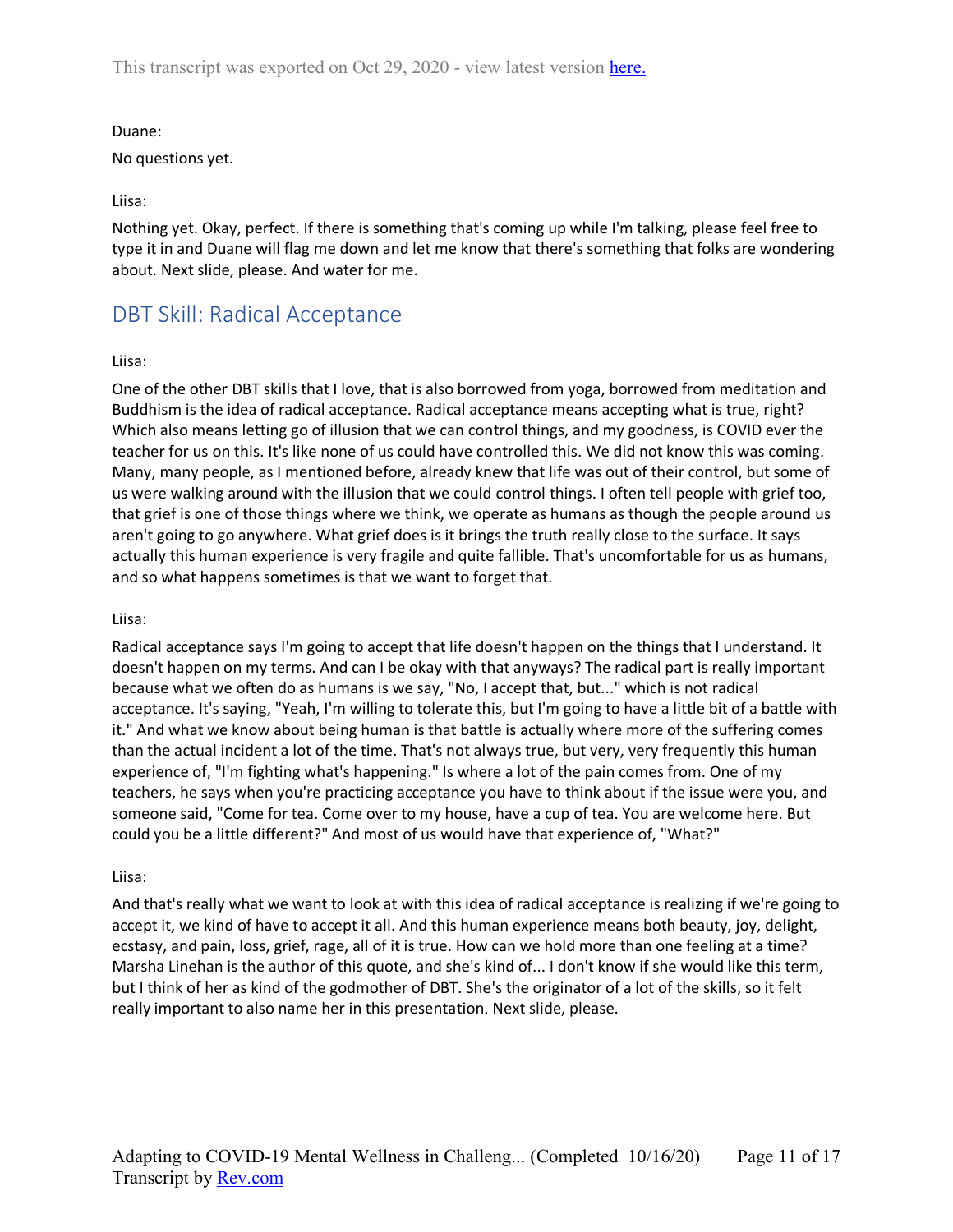Duane:

No questions yet.

Liisa:

Nothing yet. Okay, perfect. If there is something that's coming up while I'm talking, please feel free to type it in and Duane will flag me down and let me know that there's something that folks are wondering about. Next slide, please. And water for me.

## DBT Skill: Radical Acceptance

Liisa:

One of the other DBT skills that I love, that is also borrowed from yoga, borrowed from meditation and Buddhism is the idea of radical acceptance. Radical acceptance means accepting what is true, right? Which also means letting go of illusion that we can control things, and my goodness, is COVID ever the teacher for us on this. It's like none of us could have controlled this. We did not know this was coming. Many, many people, as I mentioned before, already knew that life was out of their control, but some of us were walking around with the illusion that we could control things. I often tell people with grief too, that grief is one of those things where we think, we operate as humans as though the people around us aren't going to go anywhere. What grief does is it brings the truth really close to the surface. It says actually this human experience is very fragile and quite fallible. That's uncomfortable for us as humans, and so what happens sometimes is that we want to forget that.

Liisa:

Radical acceptance says I'm going to accept that life doesn't happen on the things that I understand. It doesn't happen on my terms. And can I be okay with that anyways? The radical part is really important because what we often do as humans is we say, "No, I accept that, but..." which is not radical acceptance. It's saying, "Yeah, I'm willing to tolerate this, but I'm going to have a little bit of a battle with it." And what we know about being human is that battle is actually where more of the suffering comes than the actual incident a lot of the time. That's not always true, but very, very frequently this human experience of, "I'm fighting what's happening." Is where a lot of the pain comes from. One of my teachers, he says when you're practicing acceptance you have to think about if the issue were you, and someone said, "Come for tea. Come over to my house, have a cup of tea. You are welcome here. But could you be a little different?" And most of us would have that experience of, "What?"

Liisa:

And that's really what we want to look at with this idea of radical acceptance is realizing if we're going to accept it, we kind of have to accept it all. And this human experience means both beauty, joy, delight, ecstasy, and pain, loss, grief, rage, all of it is true. How can we hold more than one feeling at a time? Marsha Linehan is the author of this quote, and she's kind of... I don't know if she would like this term, but I think of her as kind of the godmother of DBT. She's the originator of a lot of the skills, so it felt really important to also name her in this presentation. Next slide, please.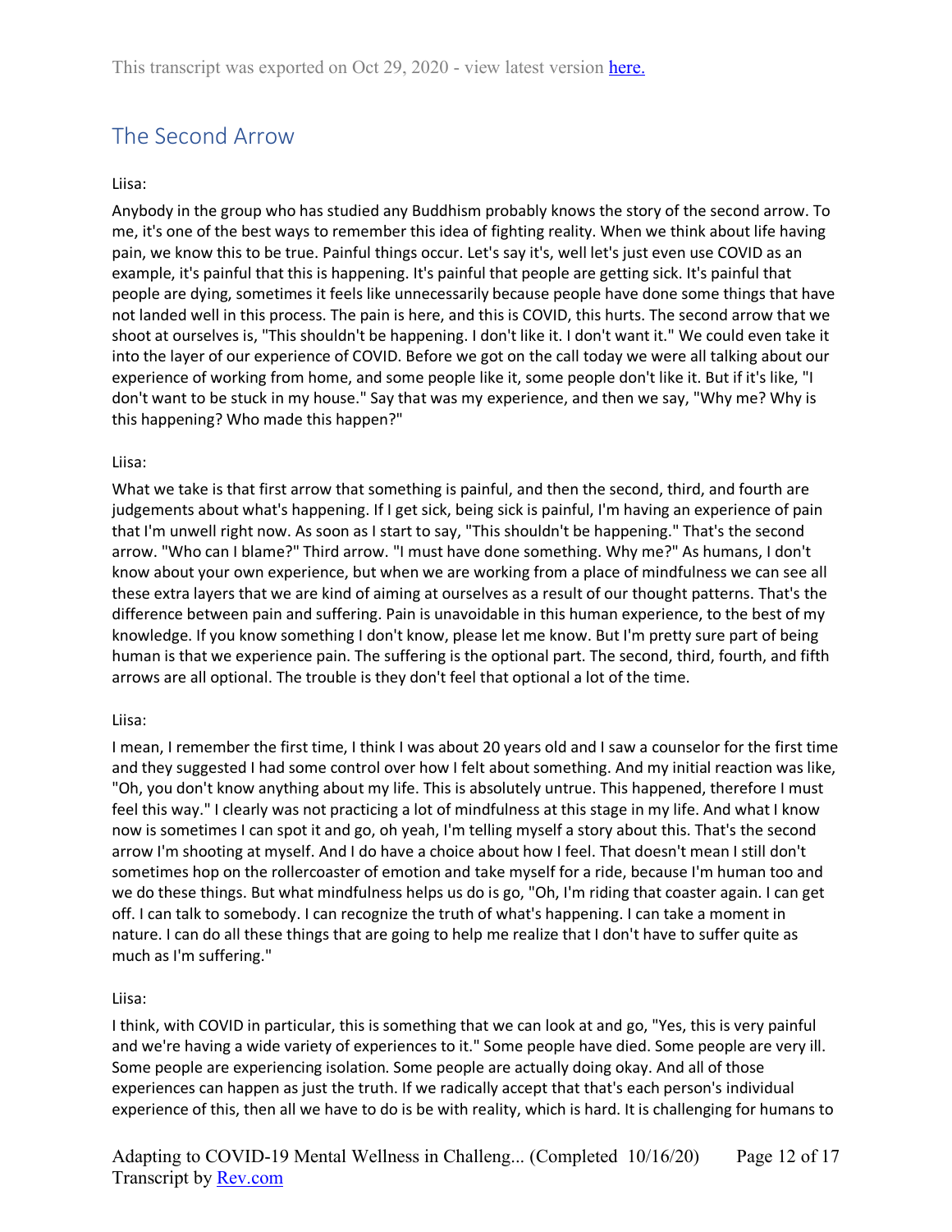## The Second Arrow

Liisa:

Anybody in the group who has studied any Buddhism probably knows the story of the second arrow. To me, it's one of the best ways to remember this idea of fighting reality. When we think about life having pain, we know this to be true. Painful things occur. Let's say it's, well let's just even use COVID as an example, it's painful that this is happening. It's painful that people are getting sick. It's painful that people are dying, sometimes it feels like unnecessarily because people have done some things that have not landed well in this process. The pain is here, and this is COVID, this hurts. The second arrow that we shoot at ourselves is, "This shouldn't be happening. I don't like it. I don't want it." We could even take it into the layer of our experience of COVID. Before we got on the call today we were all talking about our experience of working from home, and some people like it, some people don't like it. But if it's like, "I don't want to be stuck in my house." Say that was my experience, and then we say, "Why me? Why is this happening? Who made this happen?"

Liisa:

What we take is that first arrow that something is painful, and then the second, third, and fourth are judgements about what's happening. If I get sick, being sick is painful, I'm having an experience of pain that I'm unwell right now. As soon as I start to say, "This shouldn't be happening." That's the second arrow. "Who can I blame?" Third arrow. "I must have done something. Why me?" As humans, I don't know about your own experience, but when we are working from a place of mindfulness we can see all these extra layers that we are kind of aiming at ourselves as a result of our thought patterns. That's the difference between pain and suffering. Pain is unavoidable in this human experience, to the best of my knowledge. If you know something I don't know, please let me know. But I'm pretty sure part of being human is that we experience pain. The suffering is the optional part. The second, third, fourth, and fifth arrows are all optional. The trouble is they don't feel that optional a lot of the time.

Liisa:

I mean, I remember the first time, I think I was about 20 years old and I saw a counselor for the first time and they suggested I had some control over how I felt about something. And my initial reaction was like, "Oh, you don't know anything about my life. This is absolutely untrue. This happened, therefore I must feel this way." I clearly was not practicing a lot of mindfulness at this stage in my life. And what I know now is sometimes I can spot it and go, oh yeah, I'm telling myself a story about this. That's the second arrow I'm shooting at myself. And I do have a choice about how I feel. That doesn't mean I still don't sometimes hop on the rollercoaster of emotion and take myself for a ride, because I'm human too and we do these things. But what mindfulness helps us do is go, "Oh, I'm riding that coaster again. I can get off. I can talk to somebody. I can recognize the truth of what's happening. I can take a moment in nature. I can do all these things that are going to help me realize that I don't have to suffer quite as much as I'm suffering."

Liisa:

I think, with COVID in particular, this is something that we can look at and go, "Yes, this is very painful and we're having a wide variety of experiences to it." Some people have died. Some people are very ill. Some people are experiencing isolation. Some people are actually doing okay. And all of those experiences can happen as just the truth. If we radically accept that that's each person's individual experience of this, then all we have to do is be with reality, which is hard. It is challenging for humans to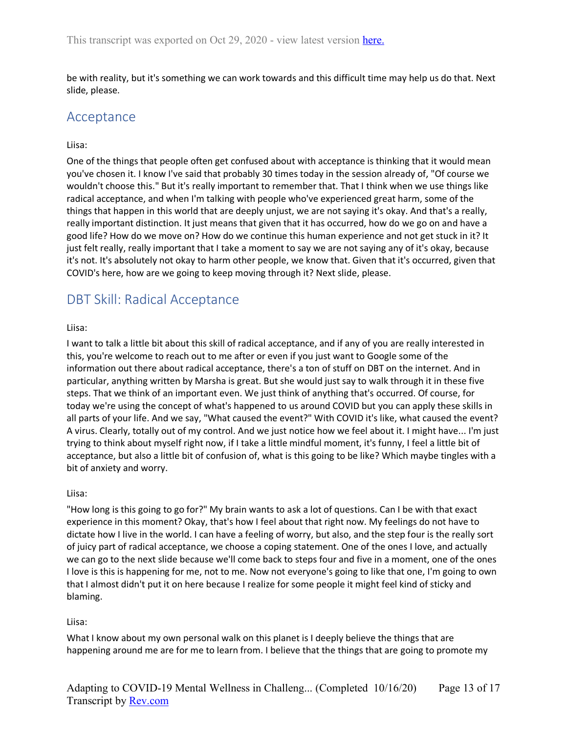be with reality, but it's something we can work towards and this difficult time may help us do that. Next slide, please.

## Acceptance

Liisa:

One of the things that people often get confused about with acceptance is thinking that it would mean you've chosen it. I know I've said that probably 30 times today in the session already of, "Of course we wouldn't choose this." But it's really important to remember that. That I think when we use things like radical acceptance, and when I'm talking with people who've experienced great harm, some of the things that happen in this world that are deeply unjust, we are not saying it's okay. And that's a really, really important distinction. It just means that given that it has occurred, how do we go on and have a good life? How do we move on? How do we continue this human experience and not get stuck in it? It just felt really, really important that I take a moment to say we are not saying any of it's okay, because it's not. It's absolutely not okay to harm other people, we know that. Given that it's occurred, given that COVID's here, how are we going to keep moving through it? Next slide, please.

## DBT Skill: Radical Acceptance

Liisa:

I want to talk a little bit about this skill of radical acceptance, and if any of you are really interested in this, you're welcome to reach out to me after or even if you just want to Google some of the information out there about radical acceptance, there's a ton of stuff on DBT on the internet. And in particular, anything written by Marsha is great. But she would just say to walk through it in these five steps. That we think of an important even. We just think of anything that's occurred. Of course, for today we're using the concept of what's happened to us around COVID but you can apply these skills in all parts of your life. And we say, "What caused the event?" With COVID it's like, what caused the event? A virus. Clearly, totally out of my control. And we just notice how we feel about it. I might have... I'm just trying to think about myself right now, if I take a little mindful moment, it's funny, I feel a little bit of acceptance, but also a little bit of confusion of, what is this going to be like? Which maybe tingles with a bit of anxiety and worry.

Liisa:

"How long is this going to go for?" My brain wants to ask a lot of questions. Can I be with that exact experience in this moment? Okay, that's how I feel about that right now. My feelings do not have to dictate how I live in the world. I can have a feeling of worry, but also, and the step four is the really sort of juicy part of radical acceptance, we choose a coping statement. One of the ones I love, and actually we can go to the next slide because we'll come back to steps four and five in a moment, one of the ones I love is this is happening for me, not to me. Now not everyone's going to like that one, I'm going to own that I almost didn't put it on here because I realize for some people it might feel kind of sticky and blaming.

Liisa:

What I know about my own personal walk on this planet is I deeply believe the things that are happening around me are for me to learn from. I believe that the things that are going to promote my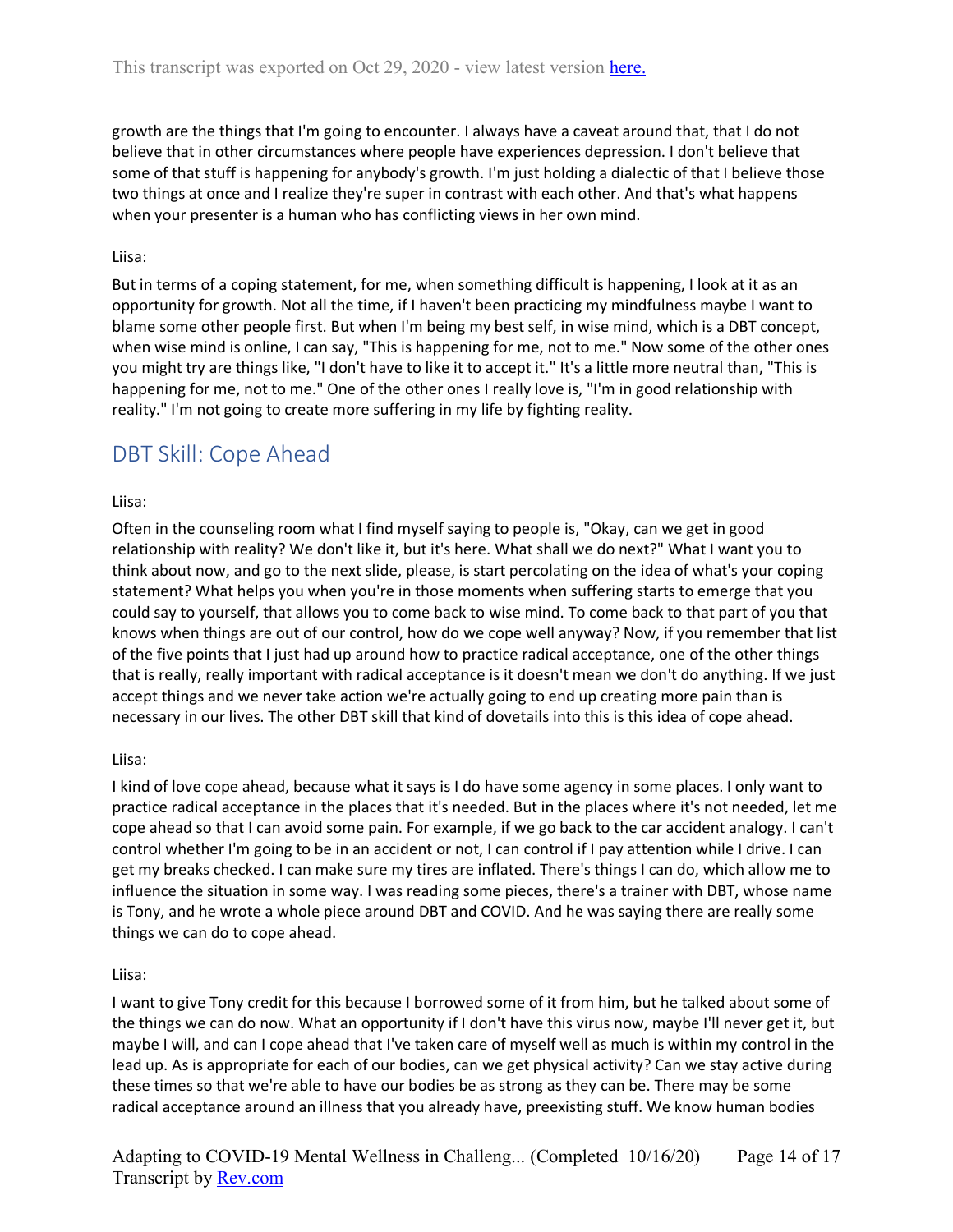growth are the things that I'm going to encounter. I always have a caveat around that, that I do not believe that in other circumstances where people have experiences depression. I don't believe that some of that stuff is happening for anybody's growth. I'm just holding a dialectic of that I believe those two things at once and I realize they're super in contrast with each other. And that's what happens when your presenter is a human who has conflicting views in her own mind.

Liisa:

But in terms of a coping statement, for me, when something difficult is happening, I look at it as an opportunity for growth. Not all the time, if I haven't been practicing my mindfulness maybe I want to blame some other people first. But when I'm being my best self, in wise mind, which is a DBT concept, when wise mind is online, I can say, "This is happening for me, not to me." Now some of the other ones you might try are things like, "I don't have to like it to accept it." It's a little more neutral than, "This is happening for me, not to me." One of the other ones I really love is, "I'm in good relationship with reality." I'm not going to create more suffering in my life by fighting reality.

## DBT Skill: Cope Ahead

Liisa:

Often in the counseling room what I find myself saying to people is, "Okay, can we get in good relationship with reality? We don't like it, but it's here. What shall we do next?" What I want you to think about now, and go to the next slide, please, is start percolating on the idea of what's your coping statement? What helps you when you're in those moments when suffering starts to emerge that you could say to yourself, that allows you to come back to wise mind. To come back to that part of you that knows when things are out of our control, how do we cope well anyway? Now, if you remember that list of the five points that I just had up around how to practice radical acceptance, one of the other things that is really, really important with radical acceptance is it doesn't mean we don't do anything. If we just accept things and we never take action we're actually going to end up creating more pain than is necessary in our lives. The other DBT skill that kind of dovetails into this is this idea of cope ahead.

Liisa:

I kind of love cope ahead, because what it says is I do have some agency in some places. I only want to practice radical acceptance in the places that it's needed. But in the places where it's not needed, let me cope ahead so that I can avoid some pain. For example, if we go back to the car accident analogy. I can't control whether I'm going to be in an accident or not, I can control if I pay attention while I drive. I can get my breaks checked. I can make sure my tires are inflated. There's things I can do, which allow me to influence the situation in some way. I was reading some pieces, there's a trainer with DBT, whose name is Tony, and he wrote a whole piece around DBT and COVID. And he was saying there are really some things we can do to cope ahead.

Liisa:

I want to give Tony credit for this because I borrowed some of it from him, but he talked about some of the things we can do now. What an opportunity if I don't have this virus now, maybe I'll never get it, but maybe I will, and can I cope ahead that I've taken care of myself well as much is within my control in the lead up. As is appropriate for each of our bodies, can we get physical activity? Can we stay active during these times so that we're able to have our bodies be as strong as they can be. There may be some radical acceptance around an illness that you already have, preexisting stuff. We know human bodies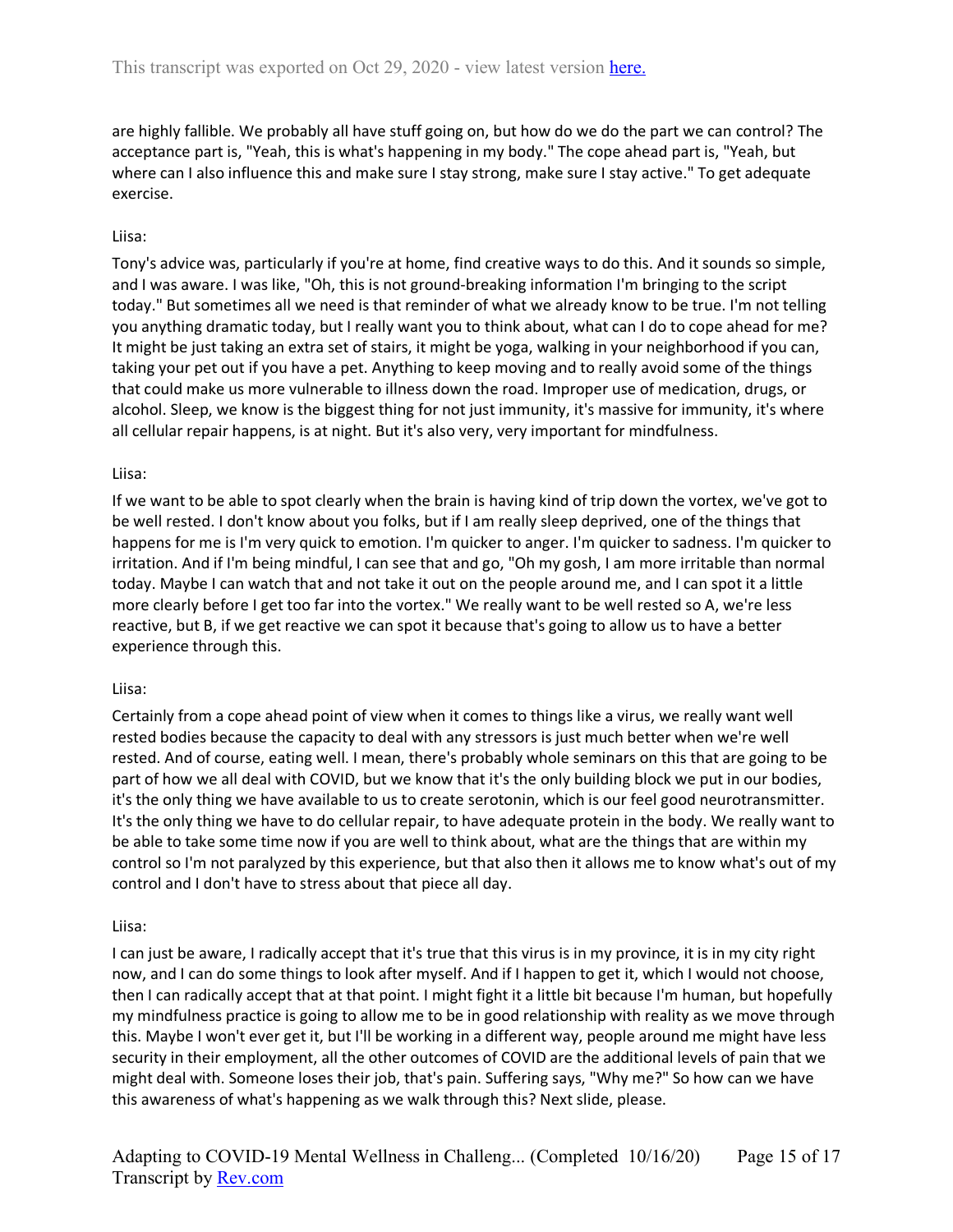are highly fallible. We probably all have stuff going on, but how do we do the part we can control? The acceptance part is, "Yeah, this is what's happening in my body." The cope ahead part is, "Yeah, but where can I also influence this and make sure I stay strong, make sure I stay active." To get adequate exercise.

Liisa:

Tony's advice was, particularly if you're at home, find creative ways to do this. And it sounds so simple, and I was aware. I was like, "Oh, this is not ground-breaking information I'm bringing to the script today." But sometimes all we need is that reminder of what we already know to be true. I'm not telling you anything dramatic today, but I really want you to think about, what can I do to cope ahead for me? It might be just taking an extra set of stairs, it might be yoga, walking in your neighborhood if you can, taking your pet out if you have a pet. Anything to keep moving and to really avoid some of the things that could make us more vulnerable to illness down the road. Improper use of medication, drugs, or alcohol. Sleep, we know is the biggest thing for not just immunity, it's massive for immunity, it's where all cellular repair happens, is at night. But it's also very, very important for mindfulness.

Liisa:

If we want to be able to spot clearly when the brain is having kind of trip down the vortex, we've got to be well rested. I don't know about you folks, but if I am really sleep deprived, one of the things that happens for me is I'm very quick to emotion. I'm quicker to anger. I'm quicker to sadness. I'm quicker to irritation. And if I'm being mindful, I can see that and go, "Oh my gosh, I am more irritable than normal today. Maybe I can watch that and not take it out on the people around me, and I can spot it a little more clearly before I get too far into the vortex." We really want to be well rested so A, we're less reactive, but B, if we get reactive we can spot it because that's going to allow us to have a better experience through this.

Liisa:

Certainly from a cope ahead point of view when it comes to things like a virus, we really want well rested bodies because the capacity to deal with any stressors is just much better when we're well rested. And of course, eating well. I mean, there's probably whole seminars on this that are going to be part of how we all deal with COVID, but we know that it's the only building block we put in our bodies, it's the only thing we have available to us to create serotonin, which is our feel good neurotransmitter. It's the only thing we have to do cellular repair, to have adequate protein in the body. We really want to be able to take some time now if you are well to think about, what are the things that are within my control so I'm not paralyzed by this experience, but that also then it allows me to know what's out of my control and I don't have to stress about that piece all day.

Liisa:

I can just be aware, I radically accept that it's true that this virus is in my province, it is in my city right now, and I can do some things to look after myself. And if I happen to get it, which I would not choose, then I can radically accept that at that point. I might fight it a little bit because I'm human, but hopefully my mindfulness practice is going to allow me to be in good relationship with reality as we move through this. Maybe I won't ever get it, but I'll be working in a different way, people around me might have less security in their employment, all the other outcomes of COVID are the additional levels of pain that we might deal with. Someone loses their job, that's pain. Suffering says, "Why me?" So how can we have this awareness of what's happening as we walk through this? Next slide, please.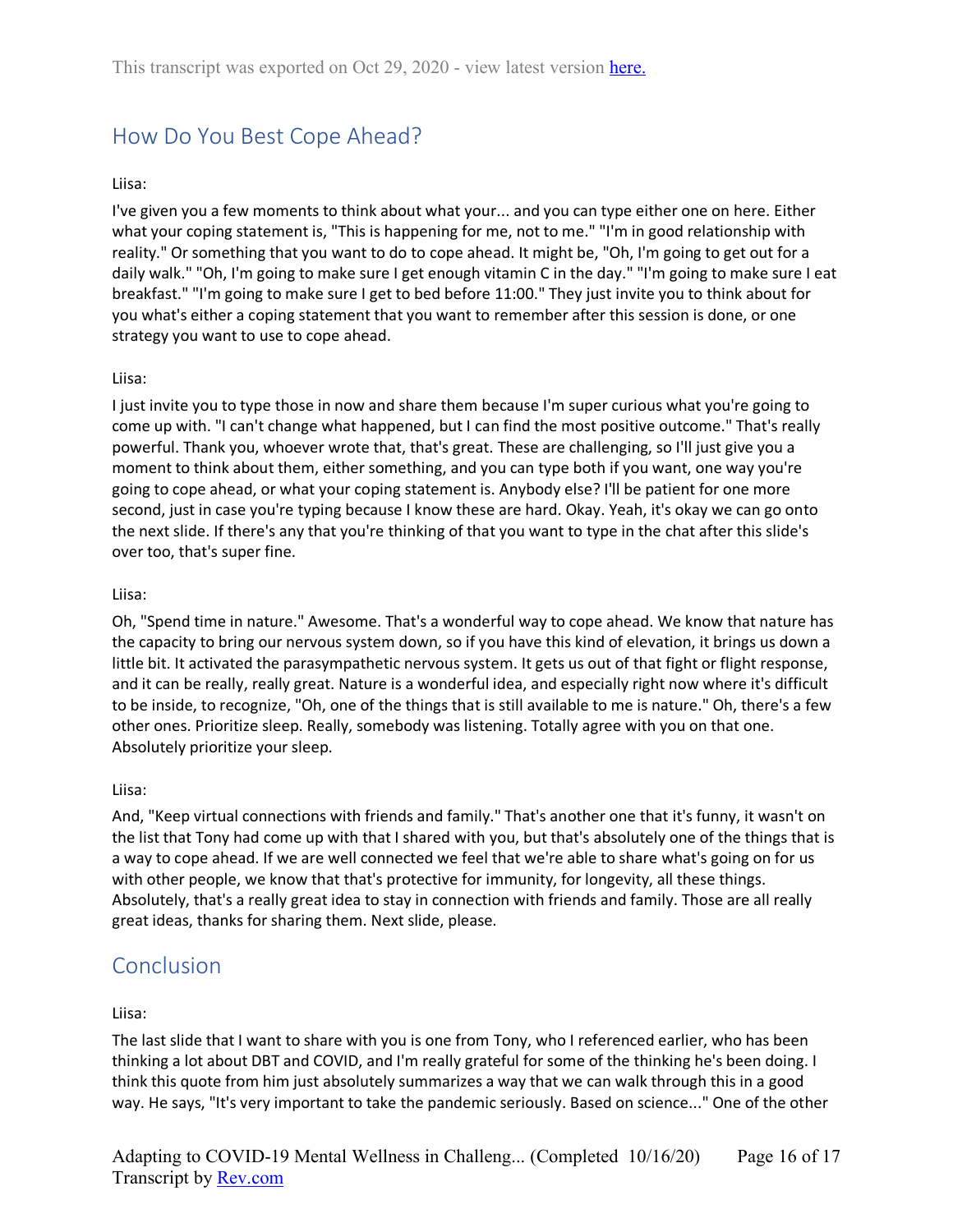## How Do You Best Cope Ahead?

Liisa:

I've given you a few moments to think about what your... and you can type either one on here. Either what your coping statement is, "This is happening for me, not to me." "I'm in good relationship with reality." Or something that you want to do to cope ahead. It might be, "Oh, I'm going to get out for a daily walk." "Oh, I'm going to make sure I get enough vitamin C in the day." "I'm going to make sure I eat breakfast." "I'm going to make sure I get to bed before 11:00." They just invite you to think about for you what's either a coping statement that you want to remember after this session is done, or one strategy you want to use to cope ahead.

Liisa:

I just invite you to type those in now and share them because I'm super curious what you're going to come up with. "I can't change what happened, but I can find the most positive outcome." That's really powerful. Thank you, whoever wrote that, that's great. These are challenging, so I'll just give you a moment to think about them, either something, and you can type both if you want, one way you're going to cope ahead, or what your coping statement is. Anybody else? I'll be patient for one more second, just in case you're typing because I know these are hard. Okay. Yeah, it's okay we can go onto the next slide. If there's any that you're thinking of that you want to type in the chat after this slide's over too, that's super fine.

Liisa:

Oh, "Spend time in nature." Awesome. That's a wonderful way to cope ahead. We know that nature has the capacity to bring our nervous system down, so if you have this kind of elevation, it brings us down a little bit. It activated the parasympathetic nervous system. It gets us out of that fight or flight response, and it can be really, really great. Nature is a wonderful idea, and especially right now where it's difficult to be inside, to recognize, "Oh, one of the things that is still available to me is nature." Oh, there's a few other ones. Prioritize sleep. Really, somebody was listening. Totally agree with you on that one. Absolutely prioritize your sleep.

Liisa:

And, "Keep virtual connections with friends and family." That's another one that it's funny, it wasn't on the list that Tony had come up with that I shared with you, but that's absolutely one of the things that is a way to cope ahead. If we are well connected we feel that we're able to share what's going on for us with other people, we know that that's protective for immunity, for longevity, all these things. Absolutely, that's a really great idea to stay in connection with friends and family. Those are all really great ideas, thanks for sharing them. Next slide, please.

## Conclusion

Liisa:

The last slide that I want to share with you is one from Tony, who I referenced earlier, who has been thinking a lot about DBT and COVID, and I'm really grateful for some of the thinking he's been doing. I think this quote from him just absolutely summarizes a way that we can walk through this in a good way. He says, "It's very important to take the pandemic seriously. Based on science..." One of the other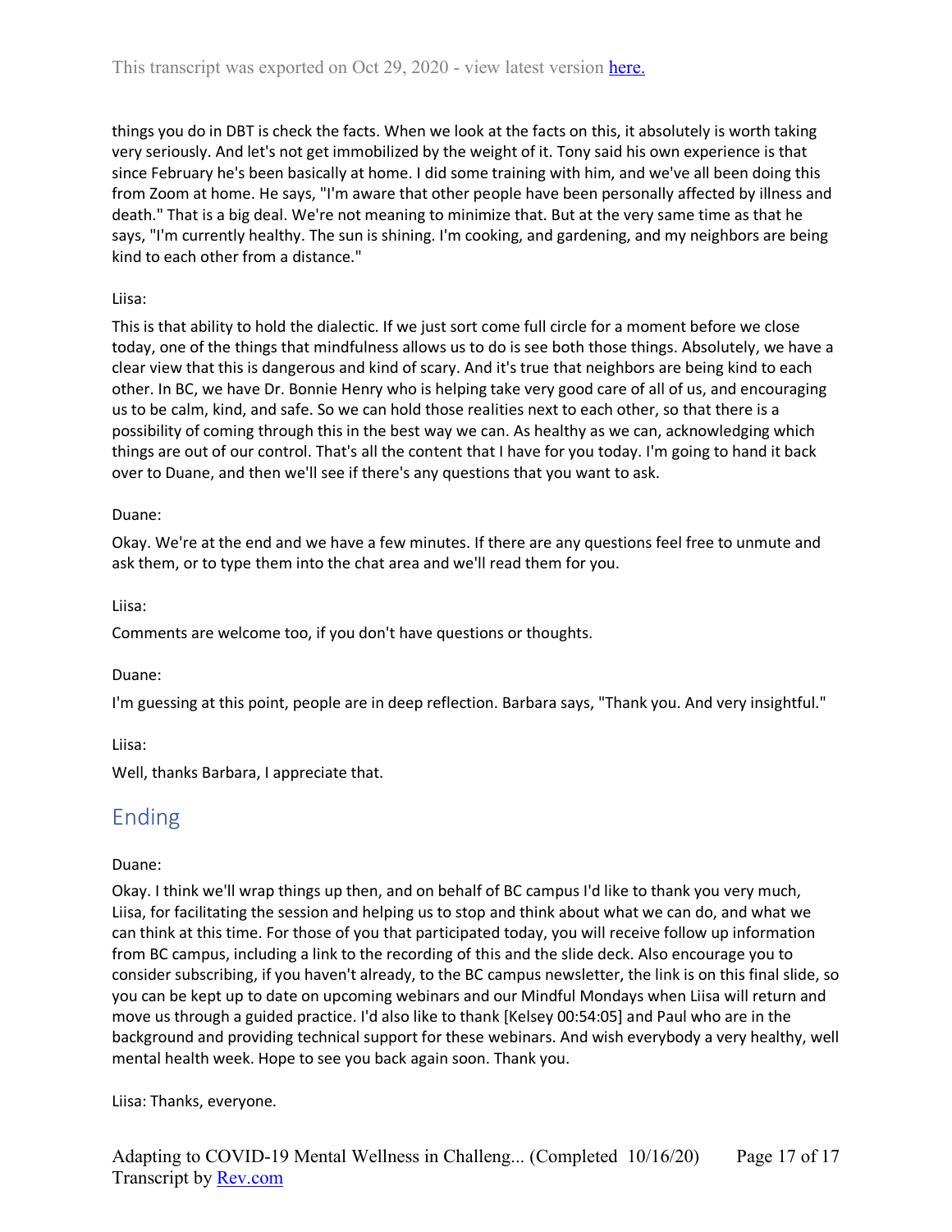things you do in DBT is check the facts. When we look at the facts on this, it absolutely is worth taking very seriously. And let's not get immobilized by the weight of it. Tony said his own experience is that since February he's been basically at home. I did some training with him, and we've all been doing this from Zoom at home. He says, "I'm aware that other people have been personally affected by illness and death." That is a big deal. We're not meaning to minimize that. But at the very same time as that he says, "I'm currently healthy. The sun is shining. I'm cooking, and gardening, and my neighbors are being kind to each other from a distance."

Liisa:

This is that ability to hold the dialectic. If we just sort come full circle for a moment before we close today, one of the things that mindfulness allows us to do is see both those things. Absolutely, we have a clear view that this is dangerous and kind of scary. And it's true that neighbors are being kind to each other. In BC, we have Dr. Bonnie Henry who is helping take very good care of all of us, and encouraging us to be calm, kind, and safe. So we can hold those realities next to each other, so that there is a possibility of coming through this in the best way we can. As healthy as we can, acknowledging which things are out of our control. That's all the content that I have for you today. I'm going to hand it back over to Duane, and then we'll see if there's any questions that you want to ask.

Duane:

Okay. We're at the end and we have a few minutes. If there are any questions feel free to unmute and ask them, or to type them into the chat area and we'll read them for you.

Liisa:

Comments are welcome too, if you don't have questions or thoughts.

Duane:

I'm guessing at this point, people are in deep reflection. Barbara says, "Thank you. And very insightful."

Liisa:

Well, thanks Barbara, I appreciate that.

## Ending

Duane:

Okay. I think we'll wrap things up then, and on behalf of BC campus I'd like to thank you very much, Liisa, for facilitating the session and helping us to stop and think about what we can do, and what we can think at this time. For those of you that participated today, you will receive follow up information from BC campus, including a link to the recording of this and the slide deck. Also encourage you to consider subscribing, if you haven't already, to the BC campus newsletter, the link is on this final slide, so you can be kept up to date on upcoming webinars and our Mindful Mondays when Liisa will return and move us through a guided practice. I'd also like to thank [Kelsey 00:54:05] and Paul who are in the background and providing technical support for these webinars. And wish everybody a very healthy, well mental health week. Hope to see you back again soon. Thank you.

Liisa: Thanks, everyone.